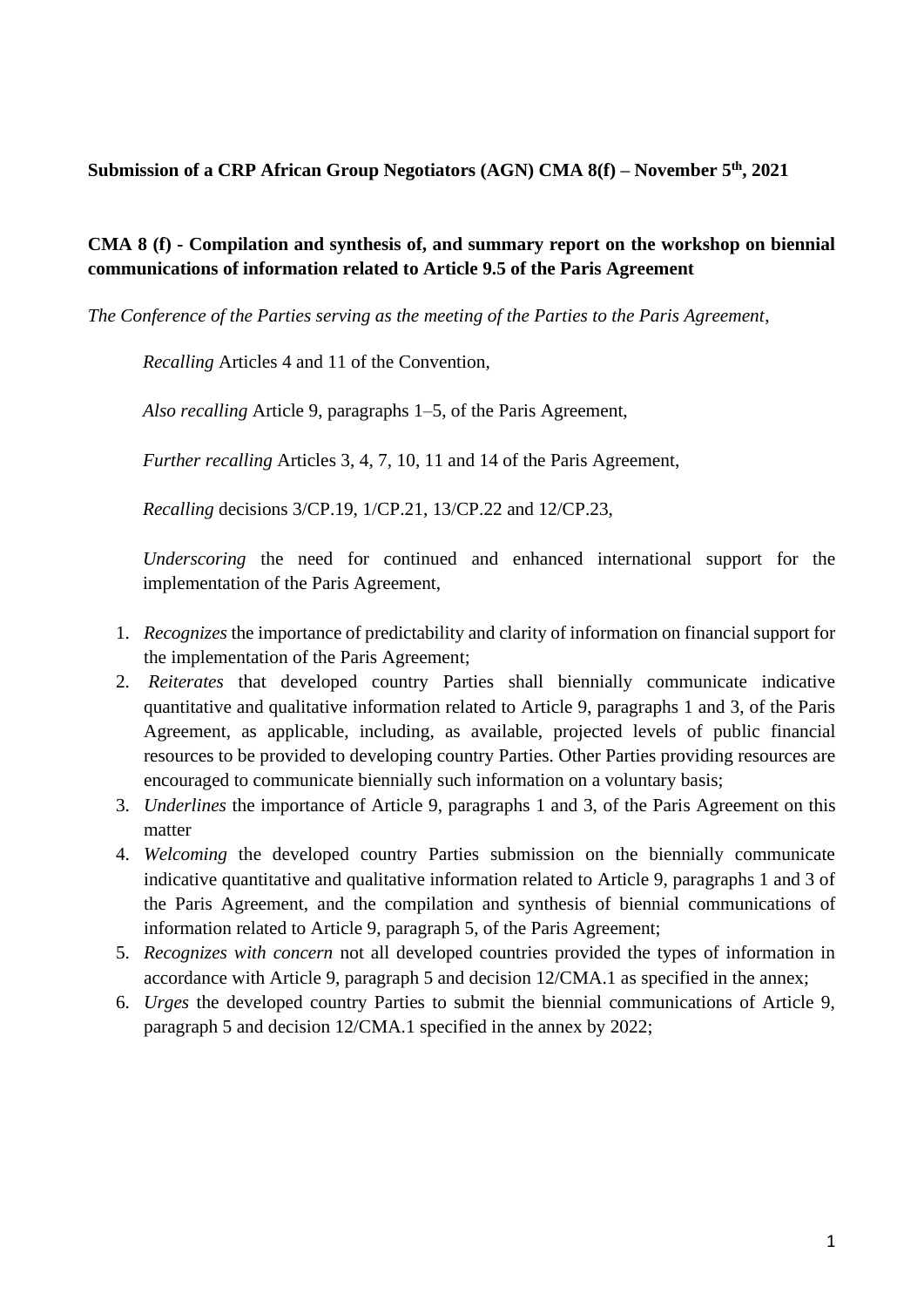**Submission of a CRP African Group Negotiators (AGN) CMA 8(f) – November 5th, 2021**

**CMA 8 (f) - Compilation and synthesis of, and summary report on the workshop on biennial communications of information related to Article 9.5 of the Paris Agreement**

*The Conference of the Parties serving as the meeting of the Parties to the Paris Agreement*,

*Recalling* Articles 4 and 11 of the Convention,

*Also recalling* Article 9, paragraphs 1–5, of the Paris Agreement,

*Further recalling* Articles 3, 4, 7, 10, 11 and 14 of the Paris Agreement,

*Recalling* decisions 3/CP.19, 1/CP.21, 13/CP.22 and 12/CP.23,

*Underscoring* the need for continued and enhanced international support for the implementation of the Paris Agreement,

1. *Recognizes* the importance of predictability and clarity of information on financial support for the implementation of the Paris Agreement;
2. *Reiterates* that developed country Parties shall biennially communicate indicative quantitative and qualitative information related to Article 9, paragraphs 1 and 3, of the Paris Agreement, as applicable, including, as available, projected levels of public financial resources to be provided to developing country Parties. Other Parties providing resources are encouraged to communicate biennially such information on a voluntary basis;
3. *Underlines* the importance of Article 9, paragraphs 1 and 3, of the Paris Agreement on this matter
4. *Welcoming* the developed country Parties submission on the biennially communicate indicative quantitative and qualitative information related to Article 9, paragraphs 1 and 3 of the Paris Agreement, and the compilation and synthesis of biennial communications of information related to Article 9, paragraph 5, of the Paris Agreement;
5. *Recognizes with concern* not all developed countries provided the types of information in accordance with Article 9, paragraph 5 and decision 12/CMA.1 as specified in the annex;
6. *Urges* the developed country Parties to submit the biennial communications of Article 9, paragraph 5 and decision 12/CMA.1 specified in the annex by 2022;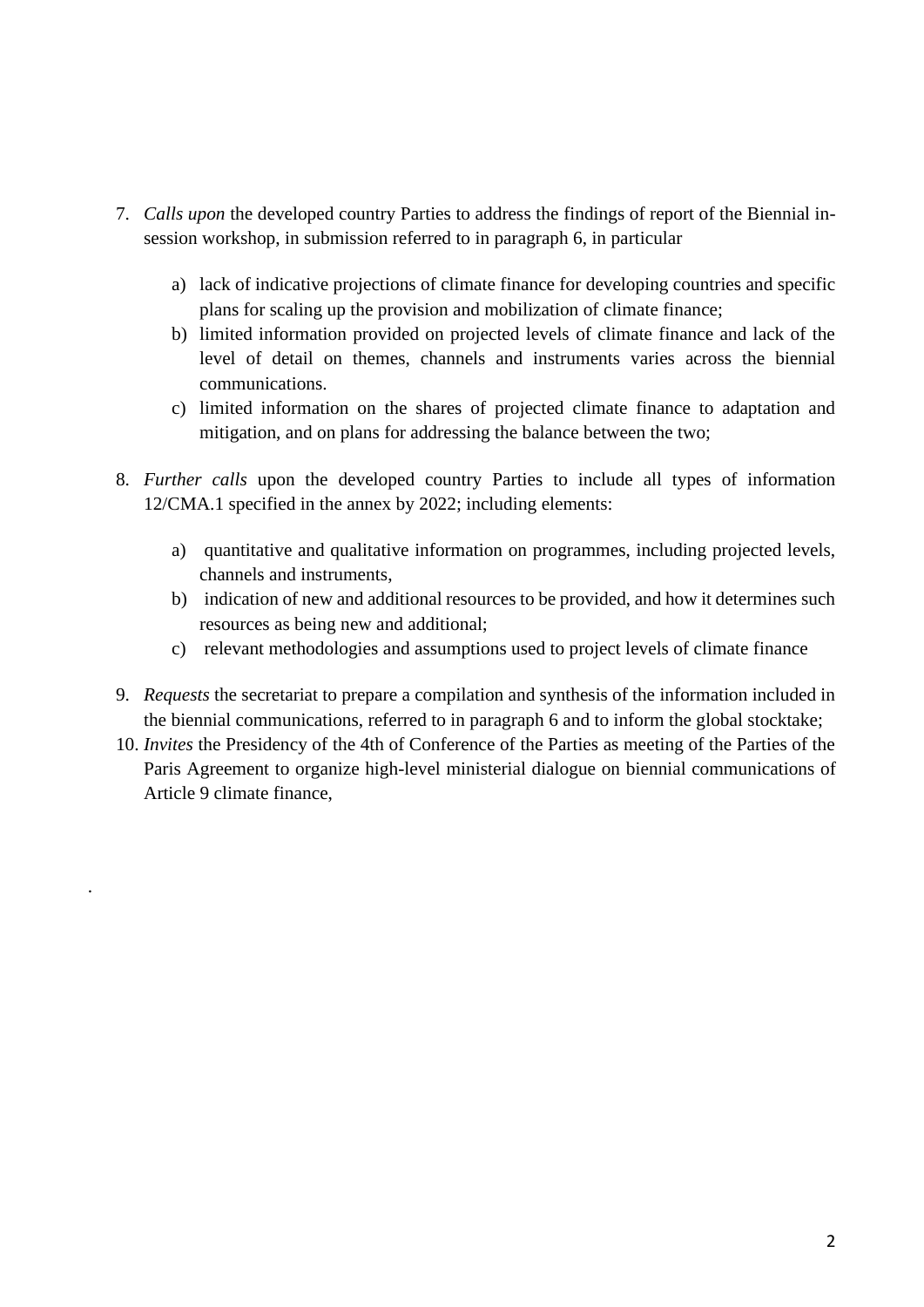7. *Calls upon* the developed country Parties to address the findings of report of the Biennial in-session workshop, in submission referred to in paragraph 6, in particular

    a) lack of indicative projections of climate finance for developing countries and specific plans for scaling up the provision and mobilization of climate finance;
    b) limited information provided on projected levels of climate finance and lack of the level of detail on themes, channels and instruments varies across the biennial communications.
    c) limited information on the shares of projected climate finance to adaptation and mitigation, and on plans for addressing the balance between the two;

8. *Further calls* upon the developed country Parties to include all types of information 12/CMA.1 specified in the annex by 2022; including elements:

    a) quantitative and qualitative information on programmes, including projected levels, channels and instruments,
    b) indication of new and additional resources to be provided, and how it determines such resources as being new and additional;
    c) relevant methodologies and assumptions used to project levels of climate finance

9. *Requests* the secretariat to prepare a compilation and synthesis of the information included in the biennial communications, referred to in paragraph 6 and to inform the global stocktake;
10. *Invites* the Presidency of the 4th of Conference of the Parties as meeting of the Parties of the Paris Agreement to organize high-level ministerial dialogue on biennial communications of Article 9 climate finance,

.